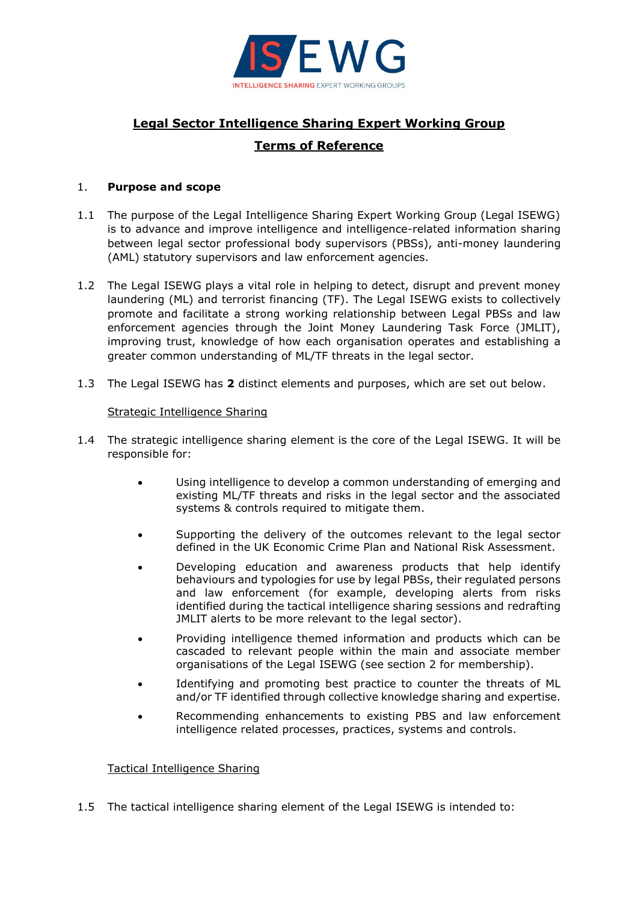ISEWG

INTELLIGENCE SHARING EXPERT WORKING GROUPS

# Legal Sector Intelligence Sharing Expert Working Group

## Terms of Reference

1. **Purpose and scope**

1.1 The purpose of the Legal Intelligence Sharing Expert Working Group (Legal ISEWG) is to advance and improve intelligence and intelligence-related information sharing between legal sector professional body supervisors (PBSs), anti-money laundering (AML) statutory supervisors and law enforcement agencies.

1.2 The Legal ISEWG plays a vital role in helping to detect, disrupt and prevent money laundering (ML) and terrorist financing (TF). The Legal ISEWG exists to collectively promote and facilitate a strong working relationship between Legal PBSs and law enforcement agencies through the Joint Money Laundering Task Force (JMLIT), improving trust, knowledge of how each organisation operates and establishing a greater common understanding of ML/TF threats in the legal sector.

1.3 The Legal ISEWG has **2** distinct elements and purposes, which are set out below.

Strategic Intelligence Sharing

1.4 The strategic intelligence sharing element is the core of the Legal ISEWG. It will be responsible for:

- Using intelligence to develop a common understanding of emerging and existing ML/TF threats and risks in the legal sector and the associated systems & controls required to mitigate them.
- Supporting the delivery of the outcomes relevant to the legal sector defined in the UK Economic Crime Plan and National Risk Assessment.
- Developing education and awareness products that help identify behaviours and typologies for use by legal PBSs, their regulated persons and law enforcement (for example, developing alerts from risks identified during the tactical intelligence sharing sessions and redrafting JMLIT alerts to be more relevant to the legal sector).
- Providing intelligence themed information and products which can be cascaded to relevant people within the main and associate member organisations of the Legal ISEWG (see section 2 for membership).
- Identifying and promoting best practice to counter the threats of ML and/or TF identified through collective knowledge sharing and expertise.
- Recommending enhancements to existing PBS and law enforcement intelligence related processes, practices, systems and controls.

Tactical Intelligence Sharing

1.5 The tactical intelligence sharing element of the Legal ISEWG is intended to: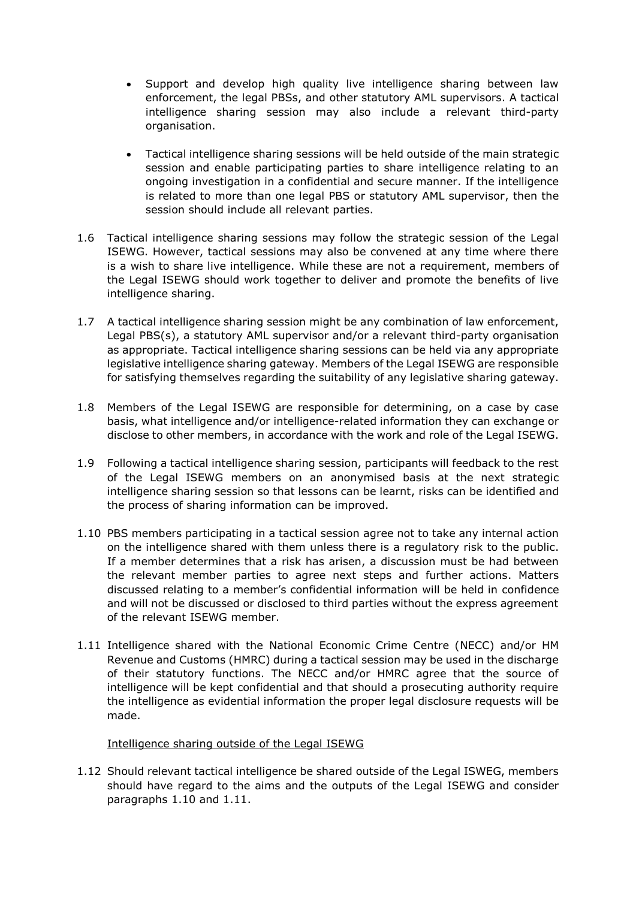- Support and develop high quality live intelligence sharing between law enforcement, the legal PBSs, and other statutory AML supervisors. A tactical intelligence sharing session may also include a relevant third-party organisation.

- Tactical intelligence sharing sessions will be held outside of the main strategic session and enable participating parties to share intelligence relating to an ongoing investigation in a confidential and secure manner. If the intelligence is related to more than one legal PBS or statutory AML supervisor, then the session should include all relevant parties.

1.6 Tactical intelligence sharing sessions may follow the strategic session of the Legal ISEWG. However, tactical sessions may also be convened at any time where there is a wish to share live intelligence. While these are not a requirement, members of the Legal ISEWG should work together to deliver and promote the benefits of live intelligence sharing.

1.7 A tactical intelligence sharing session might be any combination of law enforcement, Legal PBS(s), a statutory AML supervisor and/or a relevant third-party organisation as appropriate. Tactical intelligence sharing sessions can be held via any appropriate legislative intelligence sharing gateway. Members of the Legal ISEWG are responsible for satisfying themselves regarding the suitability of any legislative sharing gateway.

1.8 Members of the Legal ISEWG are responsible for determining, on a case by case basis, what intelligence and/or intelligence-related information they can exchange or disclose to other members, in accordance with the work and role of the Legal ISEWG.

1.9 Following a tactical intelligence sharing session, participants will feedback to the rest of the Legal ISEWG members on an anonymised basis at the next strategic intelligence sharing session so that lessons can be learnt, risks can be identified and the process of sharing information can be improved.

1.10 PBS members participating in a tactical session agree not to take any internal action on the intelligence shared with them unless there is a regulatory risk to the public. If a member determines that a risk has arisen, a discussion must be had between the relevant member parties to agree next steps and further actions. Matters discussed relating to a member's confidential information will be held in confidence and will not be discussed or disclosed to third parties without the express agreement of the relevant ISEWG member.

1.11 Intelligence shared with the National Economic Crime Centre (NECC) and/or HM Revenue and Customs (HMRC) during a tactical session may be used in the discharge of their statutory functions. The NECC and/or HMRC agree that the source of intelligence will be kept confidential and that should a prosecuting authority require the intelligence as evidential information the proper legal disclosure requests will be made.

<u>Intelligence sharing outside of the Legal ISEWG</u>

1.12 Should relevant tactical intelligence be shared outside of the Legal ISWEG, members should have regard to the aims and the outputs of the Legal ISEWG and consider paragraphs 1.10 and 1.11.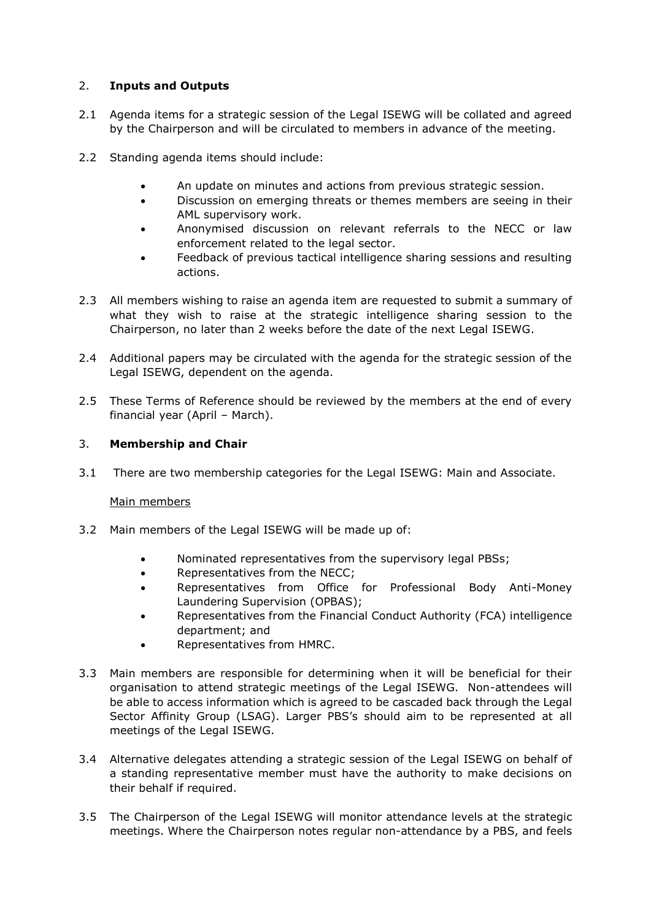## 2. **Inputs and Outputs**

2.1 Agenda items for a strategic session of the Legal ISEWG will be collated and agreed by the Chairperson and will be circulated to members in advance of the meeting.

2.2 Standing agenda items should include:

- An update on minutes and actions from previous strategic session.
- Discussion on emerging threats or themes members are seeing in their AML supervisory work.
- Anonymised discussion on relevant referrals to the NECC or law enforcement related to the legal sector.
- Feedback of previous tactical intelligence sharing sessions and resulting actions.

2.3 All members wishing to raise an agenda item are requested to submit a summary of what they wish to raise at the strategic intelligence sharing session to the Chairperson, no later than 2 weeks before the date of the next Legal ISEWG.

2.4 Additional papers may be circulated with the agenda for the strategic session of the Legal ISEWG, dependent on the agenda.

2.5 These Terms of Reference should be reviewed by the members at the end of every financial year (April – March).

## 3. **Membership and Chair**

3.1 There are two membership categories for the Legal ISEWG: Main and Associate.

Main members

3.2 Main members of the Legal ISEWG will be made up of:

- Nominated representatives from the supervisory legal PBSs;
- Representatives from the NECC;
- Representatives from Office for Professional Body Anti-Money Laundering Supervision (OPBAS);
- Representatives from the Financial Conduct Authority (FCA) intelligence department; and
- Representatives from HMRC.

3.3 Main members are responsible for determining when it will be beneficial for their organisation to attend strategic meetings of the Legal ISEWG. Non-attendees will be able to access information which is agreed to be cascaded back through the Legal Sector Affinity Group (LSAG). Larger PBS's should aim to be represented at all meetings of the Legal ISEWG.

3.4 Alternative delegates attending a strategic session of the Legal ISEWG on behalf of a standing representative member must have the authority to make decisions on their behalf if required.

3.5 The Chairperson of the Legal ISEWG will monitor attendance levels at the strategic meetings. Where the Chairperson notes regular non-attendance by a PBS, and feels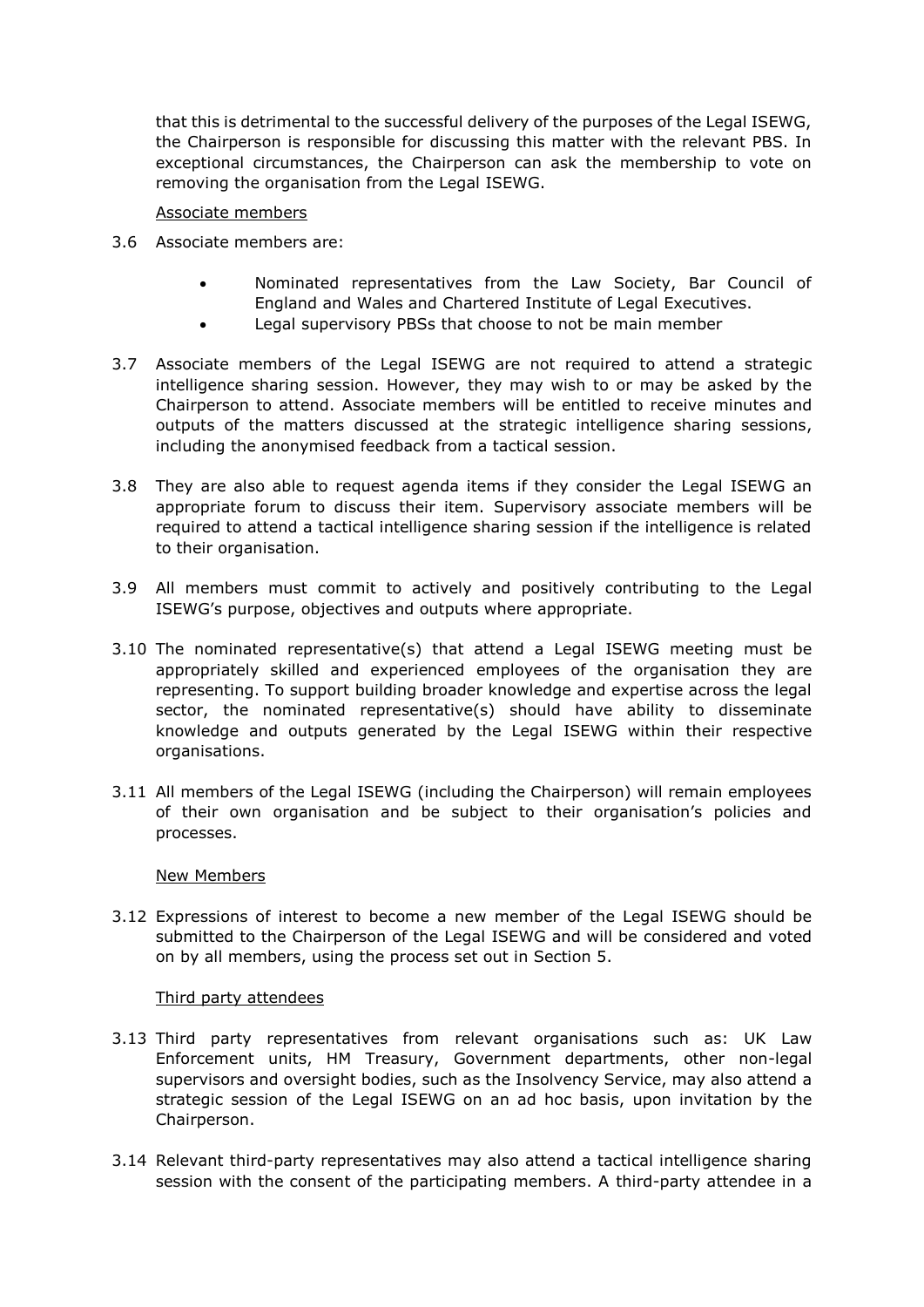that this is detrimental to the successful delivery of the purposes of the Legal ISEWG, the Chairperson is responsible for discussing this matter with the relevant PBS. In exceptional circumstances, the Chairperson can ask the membership to vote on removing the organisation from the Legal ISEWG.

Associate members

3.6 Associate members are:

- Nominated representatives from the Law Society, Bar Council of England and Wales and Chartered Institute of Legal Executives.
- Legal supervisory PBSs that choose to not be main member

3.7 Associate members of the Legal ISEWG are not required to attend a strategic intelligence sharing session. However, they may wish to or may be asked by the Chairperson to attend. Associate members will be entitled to receive minutes and outputs of the matters discussed at the strategic intelligence sharing sessions, including the anonymised feedback from a tactical session.

3.8 They are also able to request agenda items if they consider the Legal ISEWG an appropriate forum to discuss their item. Supervisory associate members will be required to attend a tactical intelligence sharing session if the intelligence is related to their organisation.

3.9 All members must commit to actively and positively contributing to the Legal ISEWG's purpose, objectives and outputs where appropriate.

3.10 The nominated representative(s) that attend a Legal ISEWG meeting must be appropriately skilled and experienced employees of the organisation they are representing. To support building broader knowledge and expertise across the legal sector, the nominated representative(s) should have ability to disseminate knowledge and outputs generated by the Legal ISEWG within their respective organisations.

3.11 All members of the Legal ISEWG (including the Chairperson) will remain employees of their own organisation and be subject to their organisation's policies and processes.

New Members

3.12 Expressions of interest to become a new member of the Legal ISEWG should be submitted to the Chairperson of the Legal ISEWG and will be considered and voted on by all members, using the process set out in Section 5.

Third party attendees

3.13 Third party representatives from relevant organisations such as: UK Law Enforcement units, HM Treasury, Government departments, other non-legal supervisors and oversight bodies, such as the Insolvency Service, may also attend a strategic session of the Legal ISEWG on an ad hoc basis, upon invitation by the Chairperson.

3.14 Relevant third-party representatives may also attend a tactical intelligence sharing session with the consent of the participating members. A third-party attendee in a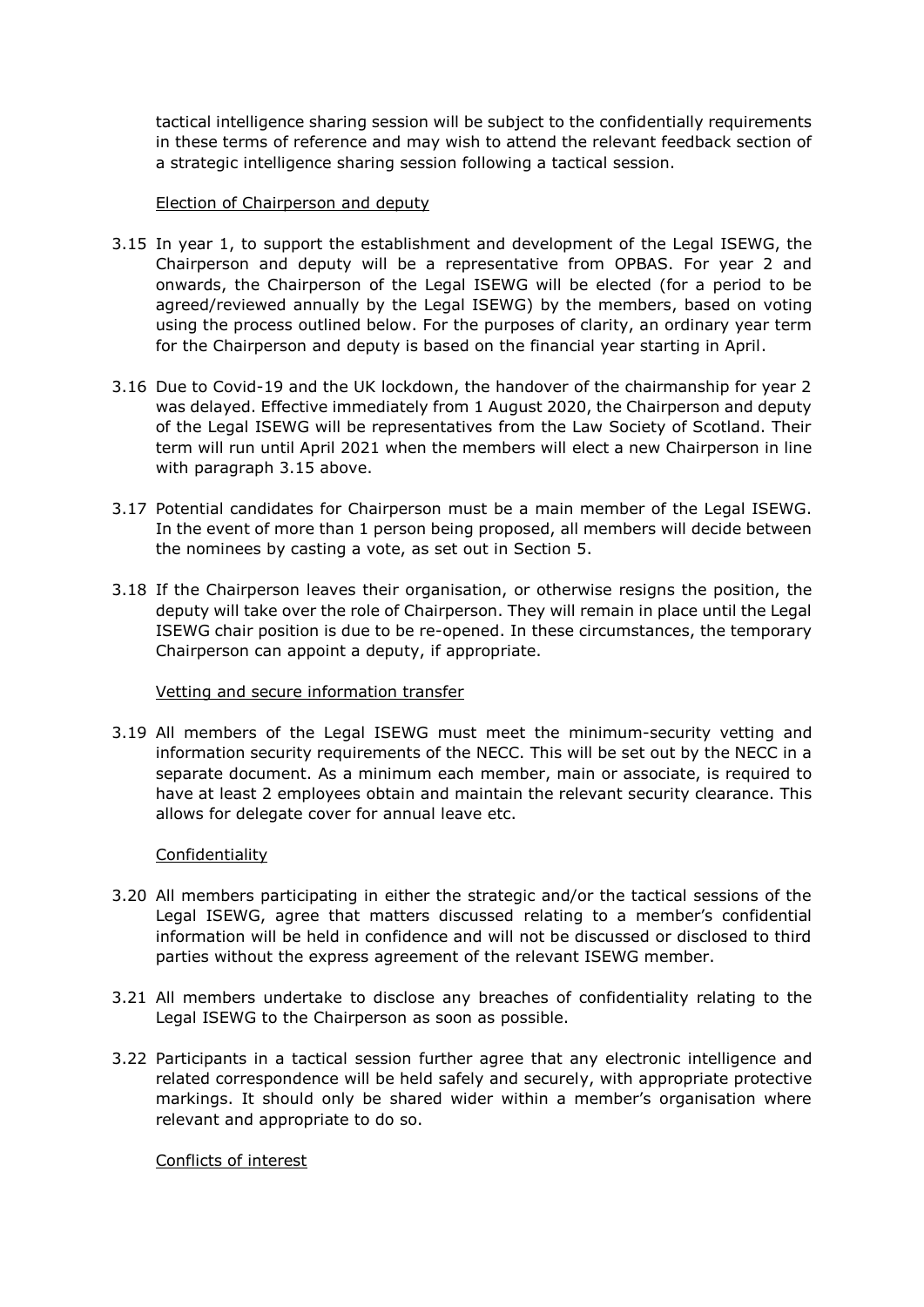tactical intelligence sharing session will be subject to the confidentially requirements in these terms of reference and may wish to attend the relevant feedback section of a strategic intelligence sharing session following a tactical session.

Election of Chairperson and deputy

3.15 In year 1, to support the establishment and development of the Legal ISEWG, the Chairperson and deputy will be a representative from OPBAS. For year 2 and onwards, the Chairperson of the Legal ISEWG will be elected (for a period to be agreed/reviewed annually by the Legal ISEWG) by the members, based on voting using the process outlined below. For the purposes of clarity, an ordinary year term for the Chairperson and deputy is based on the financial year starting in April.

3.16 Due to Covid-19 and the UK lockdown, the handover of the chairmanship for year 2 was delayed. Effective immediately from 1 August 2020, the Chairperson and deputy of the Legal ISEWG will be representatives from the Law Society of Scotland. Their term will run until April 2021 when the members will elect a new Chairperson in line with paragraph 3.15 above.

3.17 Potential candidates for Chairperson must be a main member of the Legal ISEWG. In the event of more than 1 person being proposed, all members will decide between the nominees by casting a vote, as set out in Section 5.

3.18 If the Chairperson leaves their organisation, or otherwise resigns the position, the deputy will take over the role of Chairperson. They will remain in place until the Legal ISEWG chair position is due to be re-opened. In these circumstances, the temporary Chairperson can appoint a deputy, if appropriate.

Vetting and secure information transfer

3.19 All members of the Legal ISEWG must meet the minimum-security vetting and information security requirements of the NECC. This will be set out by the NECC in a separate document. As a minimum each member, main or associate, is required to have at least 2 employees obtain and maintain the relevant security clearance. This allows for delegate cover for annual leave etc.

Confidentiality

3.20 All members participating in either the strategic and/or the tactical sessions of the Legal ISEWG, agree that matters discussed relating to a member's confidential information will be held in confidence and will not be discussed or disclosed to third parties without the express agreement of the relevant ISEWG member.

3.21 All members undertake to disclose any breaches of confidentiality relating to the Legal ISEWG to the Chairperson as soon as possible.

3.22 Participants in a tactical session further agree that any electronic intelligence and related correspondence will be held safely and securely, with appropriate protective markings. It should only be shared wider within a member's organisation where relevant and appropriate to do so.

Conflicts of interest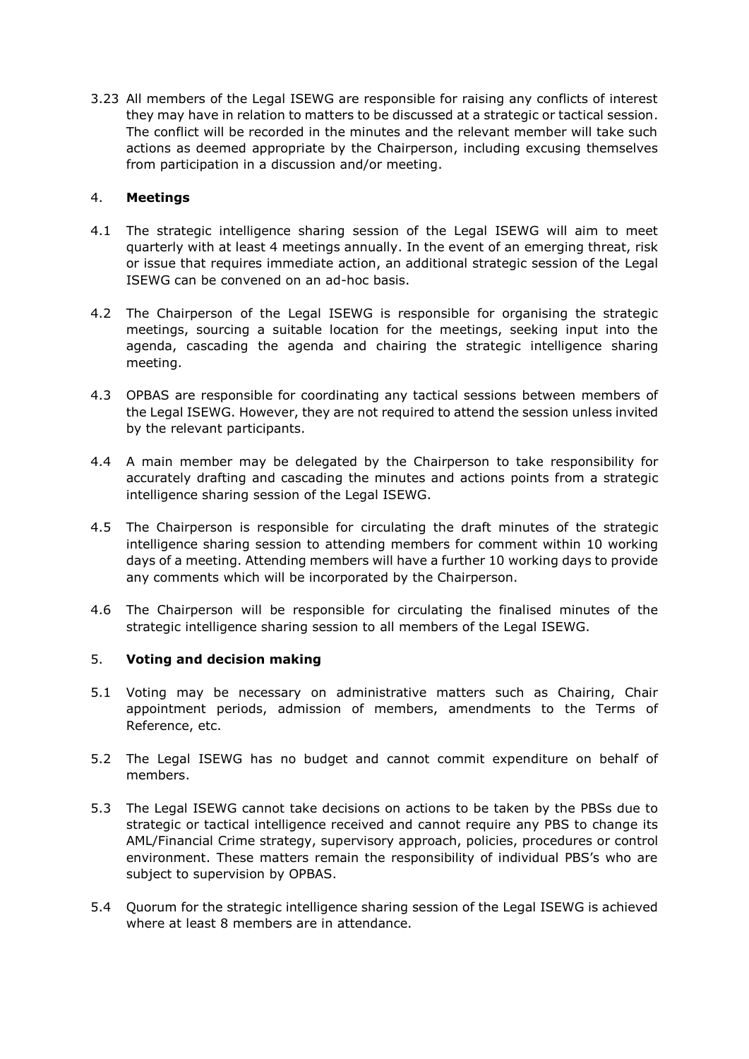3.23 All members of the Legal ISEWG are responsible for raising any conflicts of interest they may have in relation to matters to be discussed at a strategic or tactical session. The conflict will be recorded in the minutes and the relevant member will take such actions as deemed appropriate by the Chairperson, including excusing themselves from participation in a discussion and/or meeting.

## 4. **Meetings**

4.1 The strategic intelligence sharing session of the Legal ISEWG will aim to meet quarterly with at least 4 meetings annually. In the event of an emerging threat, risk or issue that requires immediate action, an additional strategic session of the Legal ISEWG can be convened on an ad-hoc basis.

4.2 The Chairperson of the Legal ISEWG is responsible for organising the strategic meetings, sourcing a suitable location for the meetings, seeking input into the agenda, cascading the agenda and chairing the strategic intelligence sharing meeting.

4.3 OPBAS are responsible for coordinating any tactical sessions between members of the Legal ISEWG. However, they are not required to attend the session unless invited by the relevant participants.

4.4 A main member may be delegated by the Chairperson to take responsibility for accurately drafting and cascading the minutes and actions points from a strategic intelligence sharing session of the Legal ISEWG.

4.5 The Chairperson is responsible for circulating the draft minutes of the strategic intelligence sharing session to attending members for comment within 10 working days of a meeting. Attending members will have a further 10 working days to provide any comments which will be incorporated by the Chairperson.

4.6 The Chairperson will be responsible for circulating the finalised minutes of the strategic intelligence sharing session to all members of the Legal ISEWG.

## 5. **Voting and decision making**

5.1 Voting may be necessary on administrative matters such as Chairing, Chair appointment periods, admission of members, amendments to the Terms of Reference, etc.

5.2 The Legal ISEWG has no budget and cannot commit expenditure on behalf of members.

5.3 The Legal ISEWG cannot take decisions on actions to be taken by the PBSs due to strategic or tactical intelligence received and cannot require any PBS to change its AML/Financial Crime strategy, supervisory approach, policies, procedures or control environment. These matters remain the responsibility of individual PBS's who are subject to supervision by OPBAS.

5.4 Quorum for the strategic intelligence sharing session of the Legal ISEWG is achieved where at least 8 members are in attendance.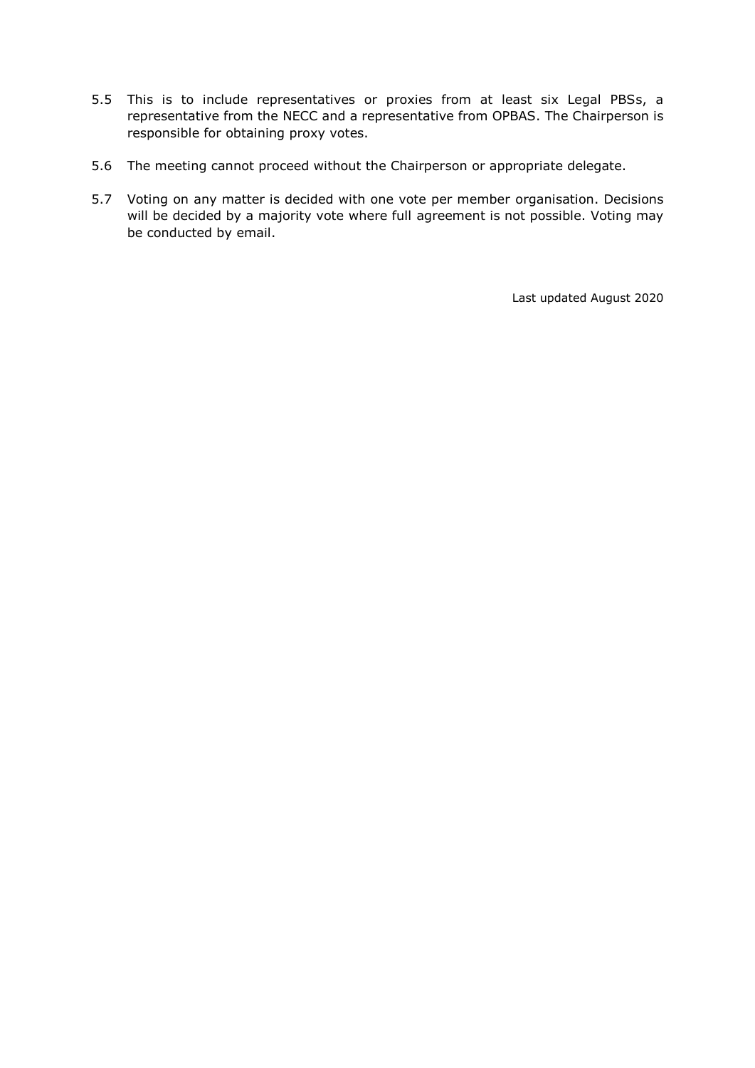5.5 This is to include representatives or proxies from at least six Legal PBSs, a representative from the NECC and a representative from OPBAS. The Chairperson is responsible for obtaining proxy votes.

5.6 The meeting cannot proceed without the Chairperson or appropriate delegate.

5.7 Voting on any matter is decided with one vote per member organisation. Decisions will be decided by a majority vote where full agreement is not possible. Voting may be conducted by email.

Last updated August 2020